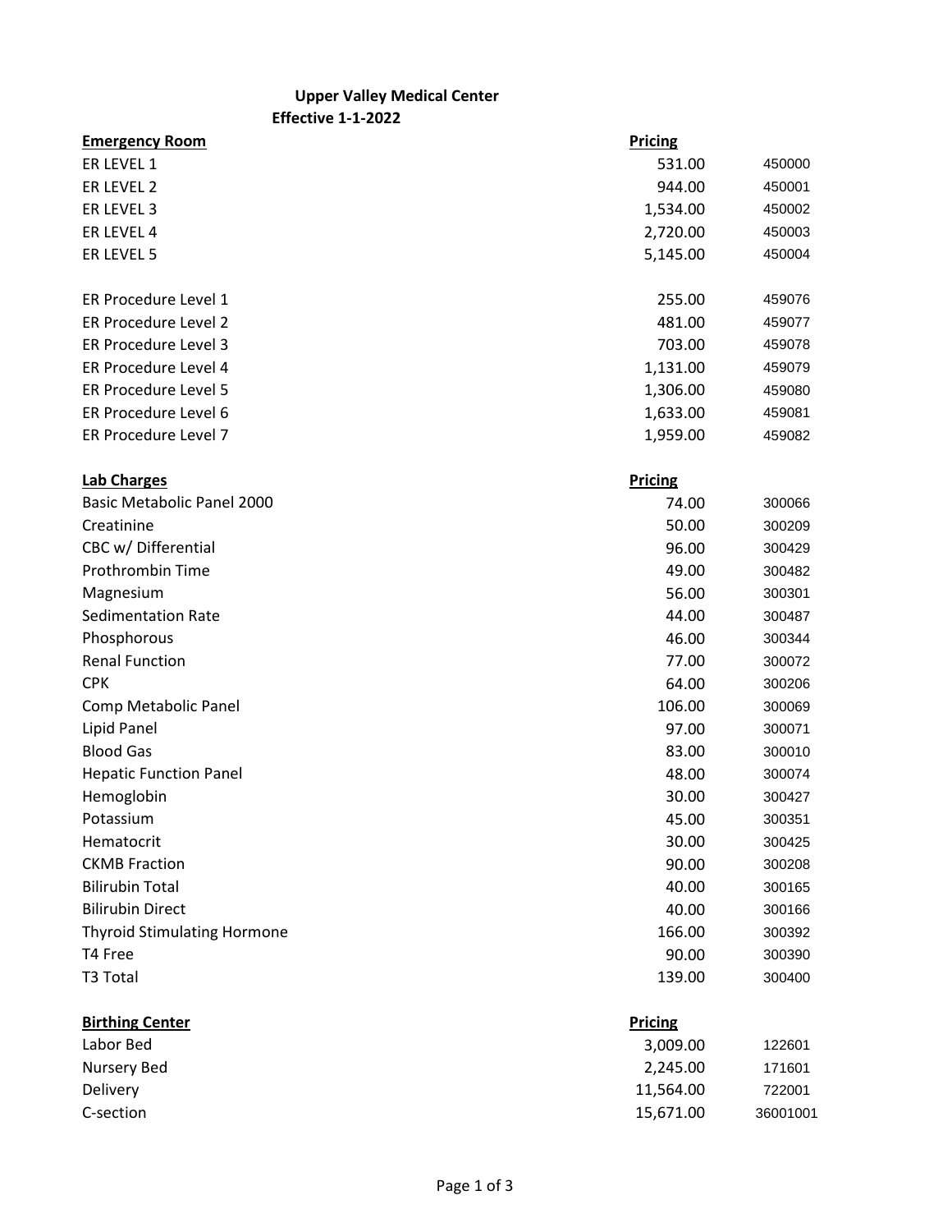**Upper Valley Medical Center**

**Effective 1-1-2022**

| **Emergency Room** | **Pricing** | |
|---|---|---|
| ER LEVEL 1 | 531.00 | 450000 |
| ER LEVEL 2 | 944.00 | 450001 |
| ER LEVEL 3 | 1,534.00 | 450002 |
| ER LEVEL 4 | 2,720.00 | 450003 |
| ER LEVEL 5 | 5,145.00 | 450004 |
| | | |
| ER Procedure Level 1 | 255.00 | 459076 |
| ER Procedure Level 2 | 481.00 | 459077 |
| ER Procedure Level 3 | 703.00 | 459078 |
| ER Procedure Level 4 | 1,131.00 | 459079 |
| ER Procedure Level 5 | 1,306.00 | 459080 |
| ER Procedure Level 6 | 1,633.00 | 459081 |
| ER Procedure Level 7 | 1,959.00 | 459082 |

| **Lab Charges** | **Pricing** | |
|---|---|---|
| Basic Metabolic Panel 2000 | 74.00 | 300066 |
| Creatinine | 50.00 | 300209 |
| CBC w/ Differential | 96.00 | 300429 |
| Prothrombin Time | 49.00 | 300482 |
| Magnesium | 56.00 | 300301 |
| Sedimentation Rate | 44.00 | 300487 |
| Phosphorous | 46.00 | 300344 |
| Renal Function | 77.00 | 300072 |
| CPK | 64.00 | 300206 |
| Comp Metabolic Panel | 106.00 | 300069 |
| Lipid Panel | 97.00 | 300071 |
| Blood Gas | 83.00 | 300010 |
| Hepatic Function Panel | 48.00 | 300074 |
| Hemoglobin | 30.00 | 300427 |
| Potassium | 45.00 | 300351 |
| Hematocrit | 30.00 | 300425 |
| CKMB Fraction | 90.00 | 300208 |
| Bilirubin Total | 40.00 | 300165 |
| Bilirubin Direct | 40.00 | 300166 |
| Thyroid Stimulating Hormone | 166.00 | 300392 |
| T4 Free | 90.00 | 300390 |
| T3 Total | 139.00 | 300400 |

| **Birthing Center** | **Pricing** | |
|---|---|---|
| Labor Bed | 3,009.00 | 122601 |
| Nursery Bed | 2,245.00 | 171601 |
| Delivery | 11,564.00 | 722001 |
| C-section | 15,671.00 | 36001001 |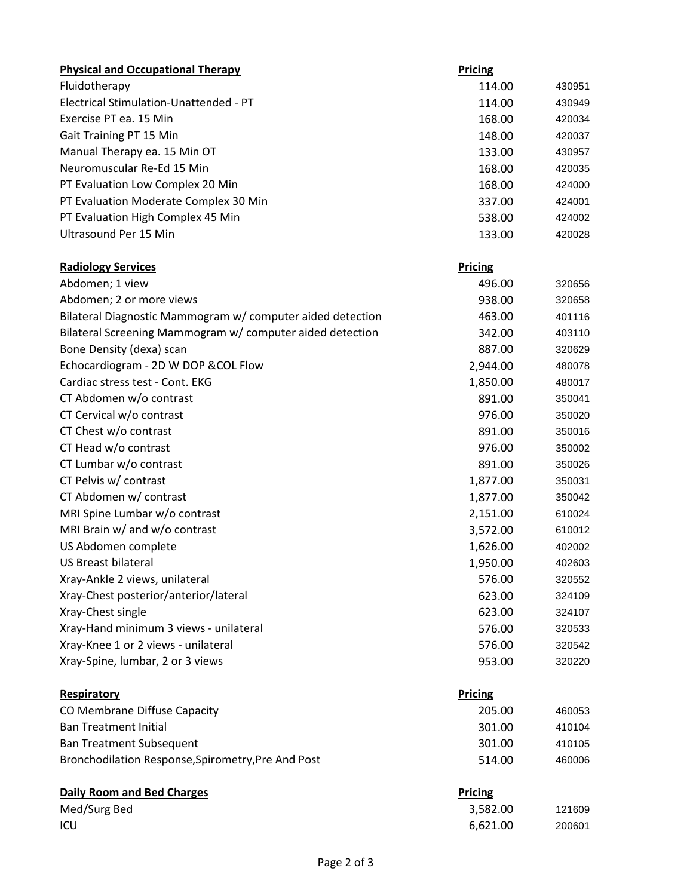| Physical and Occupational Therapy | Pricing | |
|---|---|---|
| Fluidotherapy | 114.00 | 430951 |
| Electrical Stimulation-Unattended - PT | 114.00 | 430949 |
| Exercise PT ea. 15 Min | 168.00 | 420034 |
| Gait Training PT 15 Min | 148.00 | 420037 |
| Manual Therapy ea. 15 Min OT | 133.00 | 430957 |
| Neuromuscular Re-Ed 15 Min | 168.00 | 420035 |
| PT Evaluation Low Complex 20 Min | 168.00 | 424000 |
| PT Evaluation Moderate Complex 30 Min | 337.00 | 424001 |
| PT Evaluation High Complex 45 Min | 538.00 | 424002 |
| Ultrasound Per 15 Min | 133.00 | 420028 |

| Radiology Services | Pricing | |
|---|---|---|
| Abdomen; 1 view | 496.00 | 320656 |
| Abdomen; 2 or more views | 938.00 | 320658 |
| Bilateral Diagnostic Mammogram w/ computer aided detection | 463.00 | 401116 |
| Bilateral Screening Mammogram w/ computer aided detection | 342.00 | 403110 |
| Bone Density (dexa) scan | 887.00 | 320629 |
| Echocardiogram - 2D W DOP &COL Flow | 2,944.00 | 480078 |
| Cardiac stress test - Cont. EKG | 1,850.00 | 480017 |
| CT Abdomen w/o contrast | 891.00 | 350041 |
| CT Cervical w/o contrast | 976.00 | 350020 |
| CT Chest w/o contrast | 891.00 | 350016 |
| CT Head w/o contrast | 976.00 | 350002 |
| CT Lumbar w/o contrast | 891.00 | 350026 |
| CT Pelvis w/ contrast | 1,877.00 | 350031 |
| CT Abdomen w/ contrast | 1,877.00 | 350042 |
| MRI Spine Lumbar w/o contrast | 2,151.00 | 610024 |
| MRI Brain w/ and w/o contrast | 3,572.00 | 610012 |
| US Abdomen complete | 1,626.00 | 402002 |
| US Breast bilateral | 1,950.00 | 402603 |
| Xray-Ankle 2 views, unilateral | 576.00 | 320552 |
| Xray-Chest posterior/anterior/lateral | 623.00 | 324109 |
| Xray-Chest single | 623.00 | 324107 |
| Xray-Hand minimum 3 views - unilateral | 576.00 | 320533 |
| Xray-Knee 1 or 2 views - unilateral | 576.00 | 320542 |
| Xray-Spine, lumbar, 2 or 3 views | 953.00 | 320220 |

| Respiratory | Pricing | |
|---|---|---|
| CO Membrane Diffuse Capacity | 205.00 | 460053 |
| Ban Treatment Initial | 301.00 | 410104 |
| Ban Treatment Subsequent | 301.00 | 410105 |
| Bronchodilation Response,Spirometry,Pre And Post | 514.00 | 460006 |

| Daily Room and Bed Charges | Pricing | |
|---|---|---|
| Med/Surg Bed | 3,582.00 | 121609 |
| ICU | 6,621.00 | 200601 |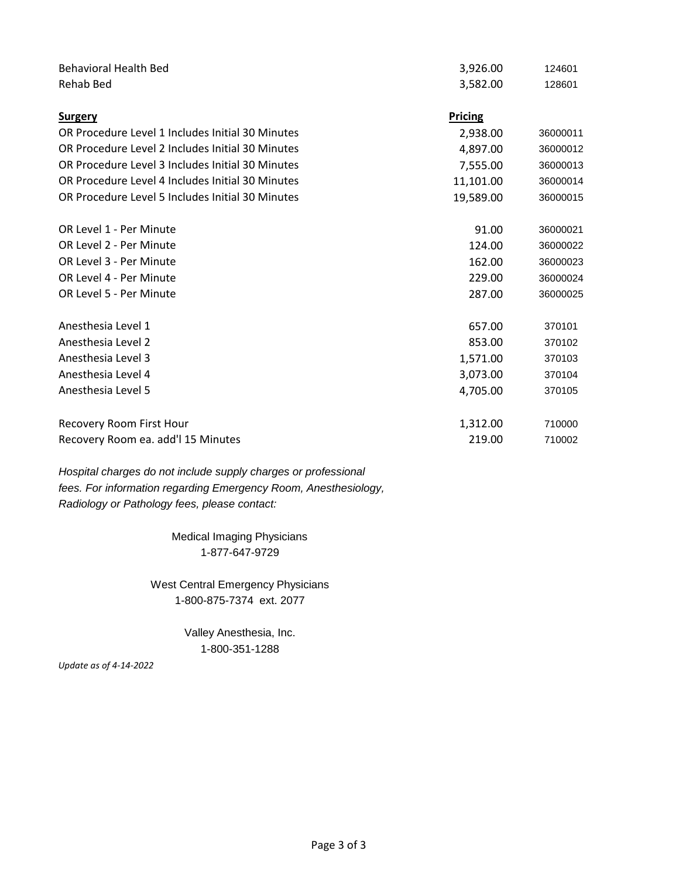| | | |
|---|---|---|
| Behavioral Health Bed | 3,926.00 | 124601 |
| Rehab Bed | 3,582.00 | 128601 |
| **Surgery** | **Pricing** | |
| OR Procedure Level 1 Includes Initial 30 Minutes | 2,938.00 | 36000011 |
| OR Procedure Level 2 Includes Initial 30 Minutes | 4,897.00 | 36000012 |
| OR Procedure Level 3 Includes Initial 30 Minutes | 7,555.00 | 36000013 |
| OR Procedure Level 4 Includes Initial 30 Minutes | 11,101.00 | 36000014 |
| OR Procedure Level 5 Includes Initial 30 Minutes | 19,589.00 | 36000015 |
| OR Level 1 - Per Minute | 91.00 | 36000021 |
| OR Level 2 - Per Minute | 124.00 | 36000022 |
| OR Level 3 - Per Minute | 162.00 | 36000023 |
| OR Level 4 - Per Minute | 229.00 | 36000024 |
| OR Level 5 - Per Minute | 287.00 | 36000025 |
| Anesthesia Level 1 | 657.00 | 370101 |
| Anesthesia Level 2 | 853.00 | 370102 |
| Anesthesia Level 3 | 1,571.00 | 370103 |
| Anesthesia Level 4 | 3,073.00 | 370104 |
| Anesthesia Level 5 | 4,705.00 | 370105 |
| Recovery Room First Hour | 1,312.00 | 710000 |
| Recovery Room ea. add'l 15 Minutes | 219.00 | 710002 |

*Hospital charges do not include supply charges or professional fees. For information regarding Emergency Room, Anesthesiology, Radiology or Pathology fees, please contact:*

Medical Imaging Physicians
1-877-647-9729

West Central Emergency Physicians
1-800-875-7374 ext. 2077

Valley Anesthesia, Inc.
1-800-351-1288

*Update as of 4-14-2022*